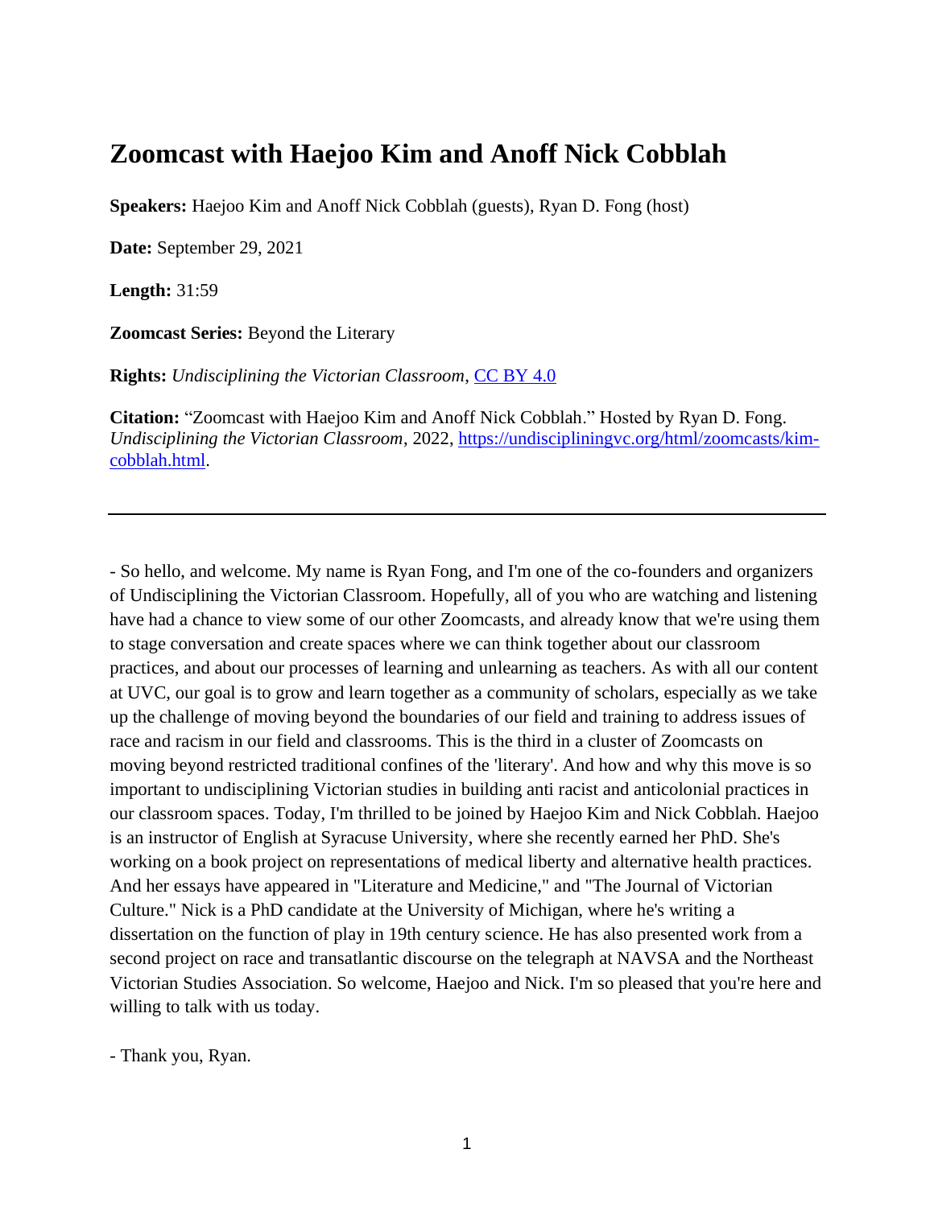# Zoomcast with Haejoo Kim and Anoff Nick Cobblah

**Speakers:** Haejoo Kim and Anoff Nick Cobblah (guests), Ryan D. Fong (host)

**Date:** September 29, 2021

**Length:** 31:59

**Zoomcast Series:** Beyond the Literary

**Rights:** *Undisciplining the Victorian Classroom*, [CC BY 4.0](https://creativecommons.org/licenses/by/4.0/)

**Citation:** "Zoomcast with Haejoo Kim and Anoff Nick Cobblah." Hosted by Ryan D. Fong. *Undisciplining the Victorian Classroom*, 2022, [https://undiscipliningvc.org/html/zoomcasts/kim-cobblah.html](https://undiscipliningvc.org/html/zoomcasts/kim-cobblah.html).

---

- So hello, and welcome. My name is Ryan Fong, and I'm one of the co-founders and organizers of Undisciplining the Victorian Classroom. Hopefully, all of you who are watching and listening have had a chance to view some of our other Zoomcasts, and already know that we're using them to stage conversation and create spaces where we can think together about our classroom practices, and about our processes of learning and unlearning as teachers. As with all our content at UVC, our goal is to grow and learn together as a community of scholars, especially as we take up the challenge of moving beyond the boundaries of our field and training to address issues of race and racism in our field and classrooms. This is the third in a cluster of Zoomcasts on moving beyond restricted traditional confines of the 'literary'. And how and why this move is so important to undisciplining Victorian studies in building anti racist and anticolonial practices in our classroom spaces. Today, I'm thrilled to be joined by Haejoo Kim and Nick Cobblah. Haejoo is an instructor of English at Syracuse University, where she recently earned her PhD. She's working on a book project on representations of medical liberty and alternative health practices. And her essays have appeared in "Literature and Medicine," and "The Journal of Victorian Culture." Nick is a PhD candidate at the University of Michigan, where he's writing a dissertation on the function of play in 19th century science. He has also presented work from a second project on race and transatlantic discourse on the telegraph at NAVSA and the Northeast Victorian Studies Association. So welcome, Haejoo and Nick. I'm so pleased that you're here and willing to talk with us today.

- Thank you, Ryan.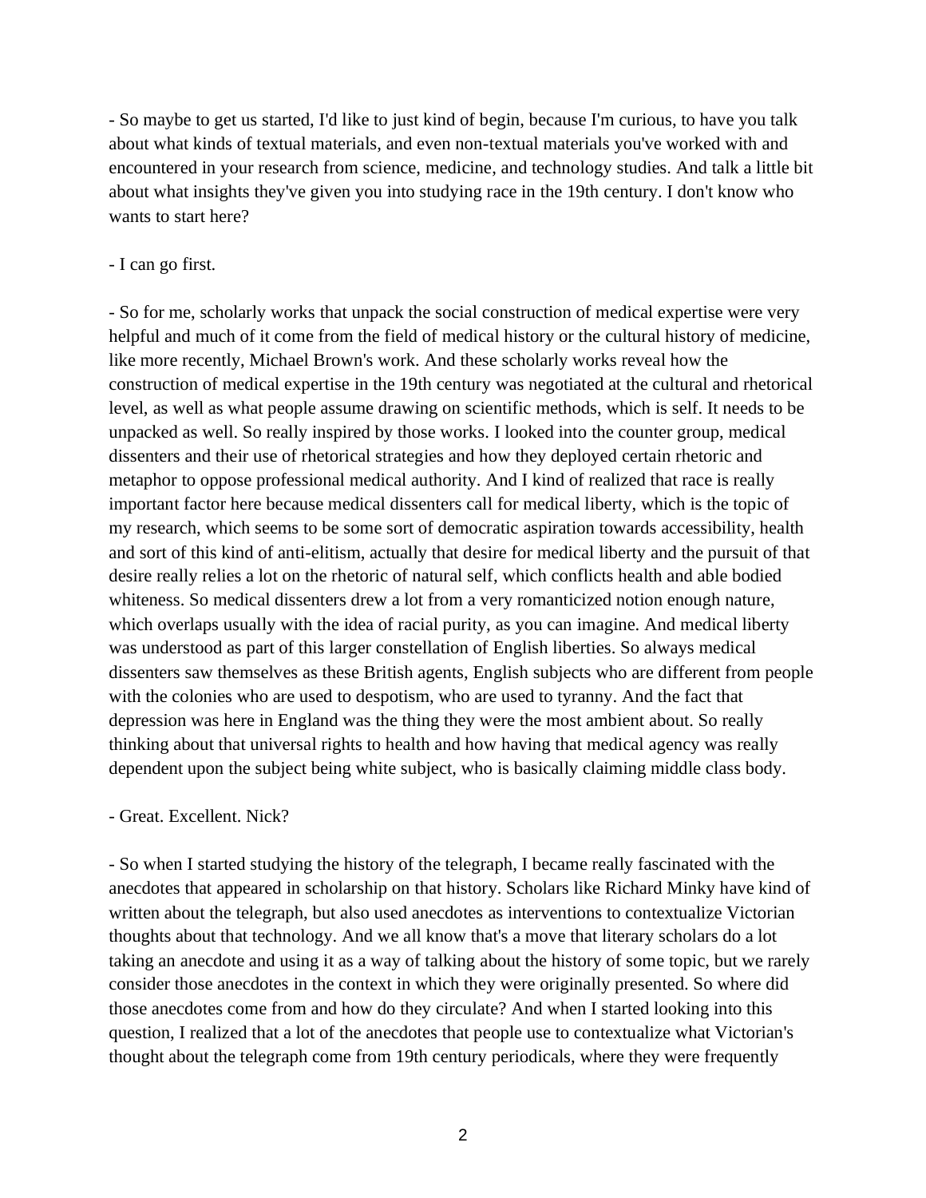- So maybe to get us started, I'd like to just kind of begin, because I'm curious, to have you talk about what kinds of textual materials, and even non-textual materials you've worked with and encountered in your research from science, medicine, and technology studies. And talk a little bit about what insights they've given you into studying race in the 19th century. I don't know who wants to start here?

- I can go first.

- So for me, scholarly works that unpack the social construction of medical expertise were very helpful and much of it come from the field of medical history or the cultural history of medicine, like more recently, Michael Brown's work. And these scholarly works reveal how the construction of medical expertise in the 19th century was negotiated at the cultural and rhetorical level, as well as what people assume drawing on scientific methods, which is self. It needs to be unpacked as well. So really inspired by those works. I looked into the counter group, medical dissenters and their use of rhetorical strategies and how they deployed certain rhetoric and metaphor to oppose professional medical authority. And I kind of realized that race is really important factor here because medical dissenters call for medical liberty, which is the topic of my research, which seems to be some sort of democratic aspiration towards accessibility, health and sort of this kind of anti-elitism, actually that desire for medical liberty and the pursuit of that desire really relies a lot on the rhetoric of natural self, which conflicts health and able bodied whiteness. So medical dissenters drew a lot from a very romanticized notion enough nature, which overlaps usually with the idea of racial purity, as you can imagine. And medical liberty was understood as part of this larger constellation of English liberties. So always medical dissenters saw themselves as these British agents, English subjects who are different from people with the colonies who are used to despotism, who are used to tyranny. And the fact that depression was here in England was the thing they were the most ambient about. So really thinking about that universal rights to health and how having that medical agency was really dependent upon the subject being white subject, who is basically claiming middle class body.

- Great. Excellent. Nick?

- So when I started studying the history of the telegraph, I became really fascinated with the anecdotes that appeared in scholarship on that history. Scholars like Richard Minky have kind of written about the telegraph, but also used anecdotes as interventions to contextualize Victorian thoughts about that technology. And we all know that's a move that literary scholars do a lot taking an anecdote and using it as a way of talking about the history of some topic, but we rarely consider those anecdotes in the context in which they were originally presented. So where did those anecdotes come from and how do they circulate? And when I started looking into this question, I realized that a lot of the anecdotes that people use to contextualize what Victorian's thought about the telegraph come from 19th century periodicals, where they were frequently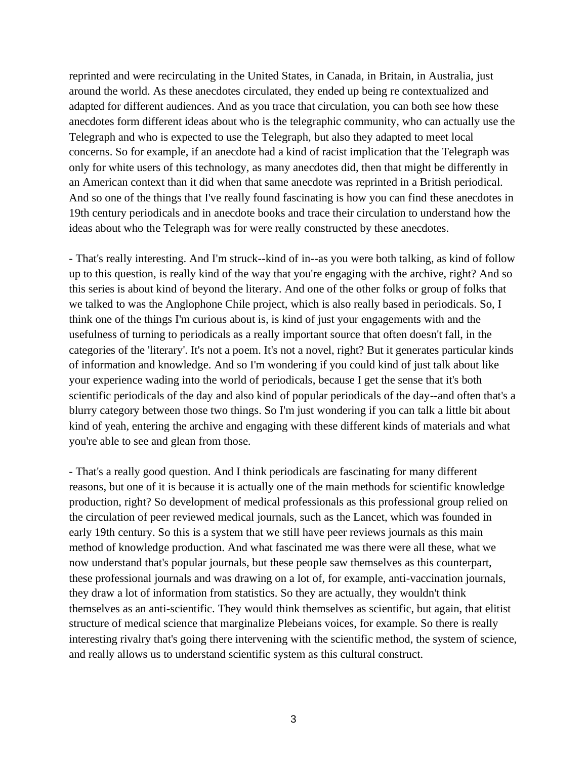reprinted and were recirculating in the United States, in Canada, in Britain, in Australia, just around the world. As these anecdotes circulated, they ended up being re contextualized and adapted for different audiences. And as you trace that circulation, you can both see how these anecdotes form different ideas about who is the telegraphic community, who can actually use the Telegraph and who is expected to use the Telegraph, but also they adapted to meet local concerns. So for example, if an anecdote had a kind of racist implication that the Telegraph was only for white users of this technology, as many anecdotes did, then that might be differently in an American context than it did when that same anecdote was reprinted in a British periodical. And so one of the things that I've really found fascinating is how you can find these anecdotes in 19th century periodicals and in anecdote books and trace their circulation to understand how the ideas about who the Telegraph was for were really constructed by these anecdotes.

- That's really interesting. And I'm struck--kind of in--as you were both talking, as kind of follow up to this question, is really kind of the way that you're engaging with the archive, right? And so this series is about kind of beyond the literary. And one of the other folks or group of folks that we talked to was the Anglophone Chile project, which is also really based in periodicals. So, I think one of the things I'm curious about is, is kind of just your engagements with and the usefulness of turning to periodicals as a really important source that often doesn't fall, in the categories of the 'literary'. It's not a poem. It's not a novel, right? But it generates particular kinds of information and knowledge. And so I'm wondering if you could kind of just talk about like your experience wading into the world of periodicals, because I get the sense that it's both scientific periodicals of the day and also kind of popular periodicals of the day--and often that's a blurry category between those two things. So I'm just wondering if you can talk a little bit about kind of yeah, entering the archive and engaging with these different kinds of materials and what you're able to see and glean from those.

- That's a really good question. And I think periodicals are fascinating for many different reasons, but one of it is because it is actually one of the main methods for scientific knowledge production, right? So development of medical professionals as this professional group relied on the circulation of peer reviewed medical journals, such as the Lancet, which was founded in early 19th century. So this is a system that we still have peer reviews journals as this main method of knowledge production. And what fascinated me was there were all these, what we now understand that's popular journals, but these people saw themselves as this counterpart, these professional journals and was drawing on a lot of, for example, anti-vaccination journals, they draw a lot of information from statistics. So they are actually, they wouldn't think themselves as an anti-scientific. They would think themselves as scientific, but again, that elitist structure of medical science that marginalize Plebeians voices, for example. So there is really interesting rivalry that's going there intervening with the scientific method, the system of science, and really allows us to understand scientific system as this cultural construct.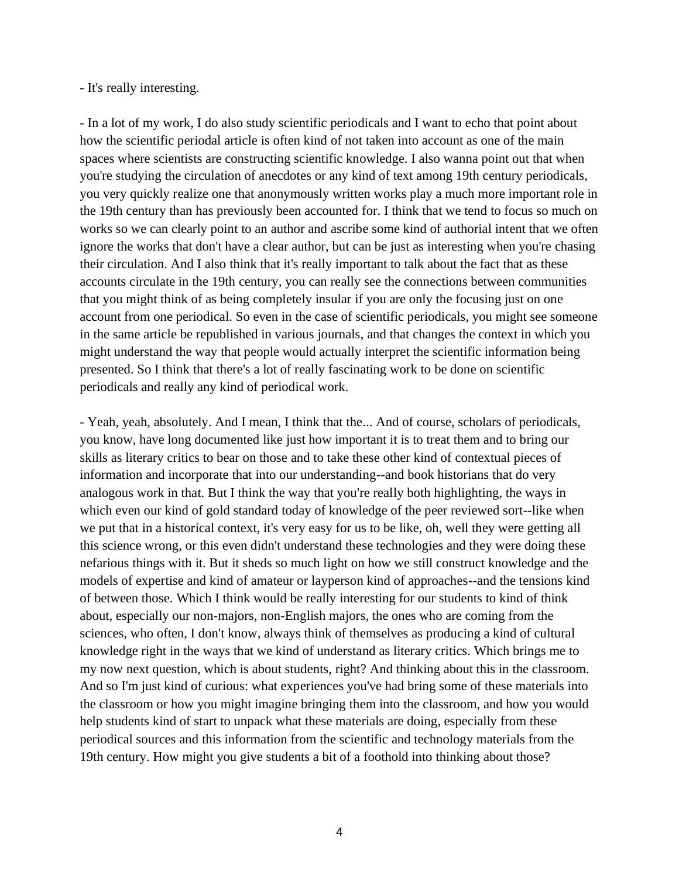- It's really interesting.

- In a lot of my work, I do also study scientific periodicals and I want to echo that point about how the scientific periodal article is often kind of not taken into account as one of the main spaces where scientists are constructing scientific knowledge. I also wanna point out that when you're studying the circulation of anecdotes or any kind of text among 19th century periodicals, you very quickly realize one that anonymously written works play a much more important role in the 19th century than has previously been accounted for. I think that we tend to focus so much on works so we can clearly point to an author and ascribe some kind of authorial intent that we often ignore the works that don't have a clear author, but can be just as interesting when you're chasing their circulation. And I also think that it's really important to talk about the fact that as these accounts circulate in the 19th century, you can really see the connections between communities that you might think of as being completely insular if you are only the focusing just on one account from one periodical. So even in the case of scientific periodicals, you might see someone in the same article be republished in various journals, and that changes the context in which you might understand the way that people would actually interpret the scientific information being presented. So I think that there's a lot of really fascinating work to be done on scientific periodicals and really any kind of periodical work.

- Yeah, yeah, absolutely. And I mean, I think that the... And of course, scholars of periodicals, you know, have long documented like just how important it is to treat them and to bring our skills as literary critics to bear on those and to take these other kind of contextual pieces of information and incorporate that into our understanding--and book historians that do very analogous work in that. But I think the way that you're really both highlighting, the ways in which even our kind of gold standard today of knowledge of the peer reviewed sort--like when we put that in a historical context, it's very easy for us to be like, oh, well they were getting all this science wrong, or this even didn't understand these technologies and they were doing these nefarious things with it. But it sheds so much light on how we still construct knowledge and the models of expertise and kind of amateur or layperson kind of approaches--and the tensions kind of between those. Which I think would be really interesting for our students to kind of think about, especially our non-majors, non-English majors, the ones who are coming from the sciences, who often, I don't know, always think of themselves as producing a kind of cultural knowledge right in the ways that we kind of understand as literary critics. Which brings me to my now next question, which is about students, right? And thinking about this in the classroom. And so I'm just kind of curious: what experiences you've had bring some of these materials into the classroom or how you might imagine bringing them into the classroom, and how you would help students kind of start to unpack what these materials are doing, especially from these periodical sources and this information from the scientific and technology materials from the 19th century. How might you give students a bit of a foothold into thinking about those?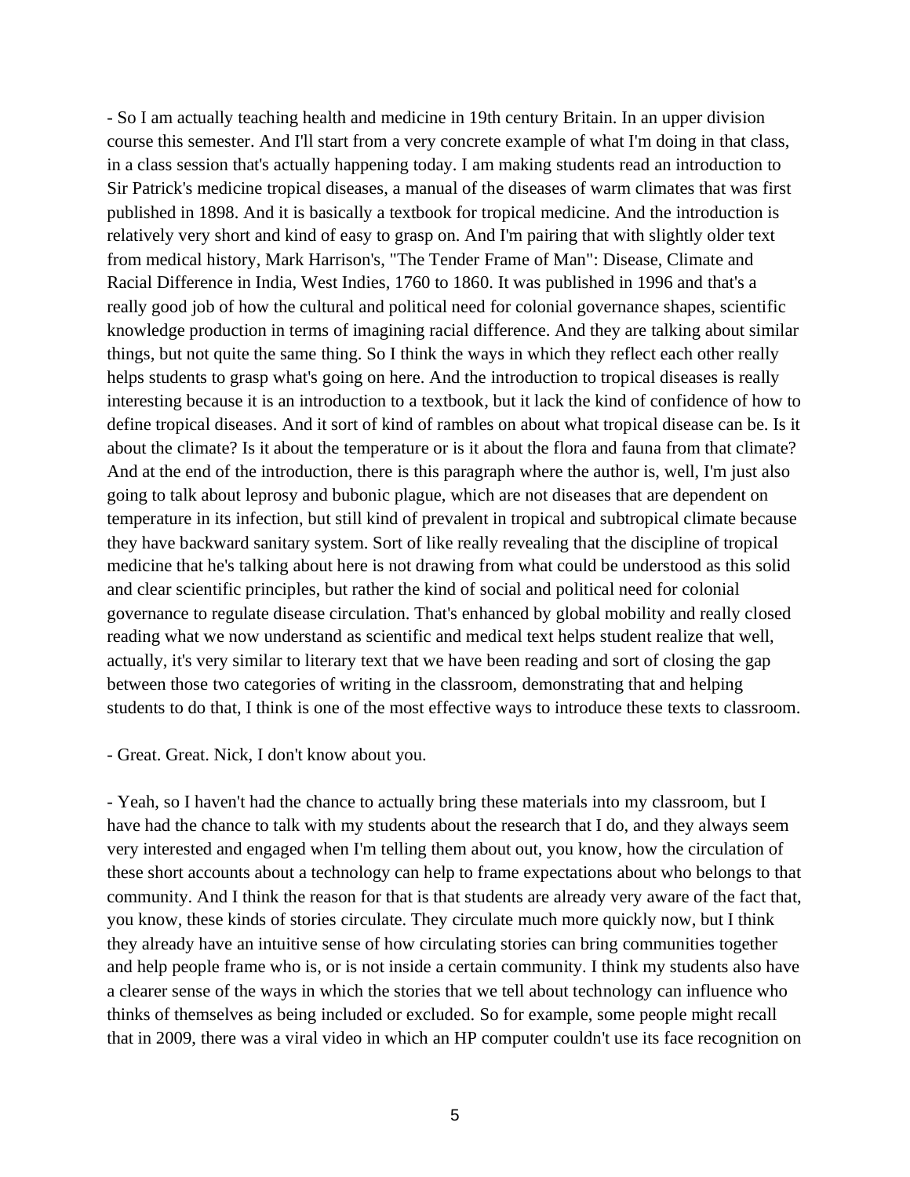- So I am actually teaching health and medicine in 19th century Britain. In an upper division course this semester. And I'll start from a very concrete example of what I'm doing in that class, in a class session that's actually happening today. I am making students read an introduction to Sir Patrick's medicine tropical diseases, a manual of the diseases of warm climates that was first published in 1898. And it is basically a textbook for tropical medicine. And the introduction is relatively very short and kind of easy to grasp on. And I'm pairing that with slightly older text from medical history, Mark Harrison's, "The Tender Frame of Man": Disease, Climate and Racial Difference in India, West Indies, 1760 to 1860. It was published in 1996 and that's a really good job of how the cultural and political need for colonial governance shapes, scientific knowledge production in terms of imagining racial difference. And they are talking about similar things, but not quite the same thing. So I think the ways in which they reflect each other really helps students to grasp what's going on here. And the introduction to tropical diseases is really interesting because it is an introduction to a textbook, but it lack the kind of confidence of how to define tropical diseases. And it sort of kind of rambles on about what tropical disease can be. Is it about the climate? Is it about the temperature or is it about the flora and fauna from that climate? And at the end of the introduction, there is this paragraph where the author is, well, I'm just also going to talk about leprosy and bubonic plague, which are not diseases that are dependent on temperature in its infection, but still kind of prevalent in tropical and subtropical climate because they have backward sanitary system. Sort of like really revealing that the discipline of tropical medicine that he's talking about here is not drawing from what could be understood as this solid and clear scientific principles, but rather the kind of social and political need for colonial governance to regulate disease circulation. That's enhanced by global mobility and really closed reading what we now understand as scientific and medical text helps student realize that well, actually, it's very similar to literary text that we have been reading and sort of closing the gap between those two categories of writing in the classroom, demonstrating that and helping students to do that, I think is one of the most effective ways to introduce these texts to classroom.

- Great. Great. Nick, I don't know about you.

- Yeah, so I haven't had the chance to actually bring these materials into my classroom, but I have had the chance to talk with my students about the research that I do, and they always seem very interested and engaged when I'm telling them about out, you know, how the circulation of these short accounts about a technology can help to frame expectations about who belongs to that community. And I think the reason for that is that students are already very aware of the fact that, you know, these kinds of stories circulate. They circulate much more quickly now, but I think they already have an intuitive sense of how circulating stories can bring communities together and help people frame who is, or is not inside a certain community. I think my students also have a clearer sense of the ways in which the stories that we tell about technology can influence who thinks of themselves as being included or excluded. So for example, some people might recall that in 2009, there was a viral video in which an HP computer couldn't use its face recognition on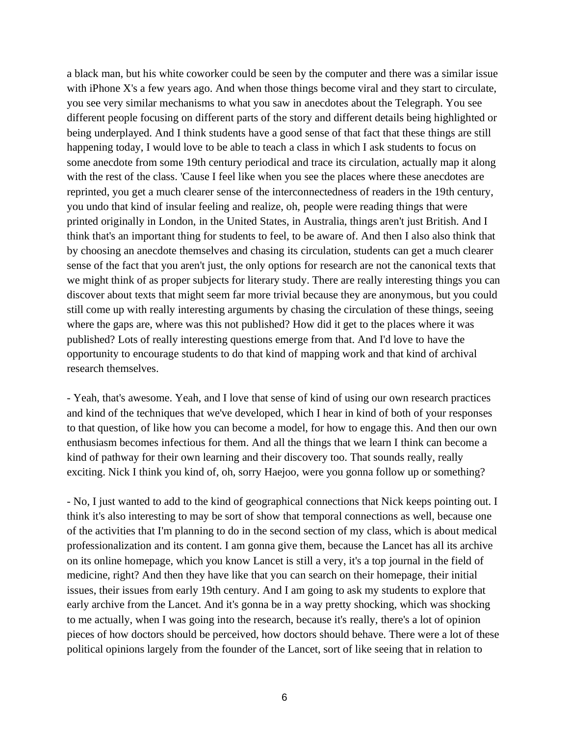a black man, but his white coworker could be seen by the computer and there was a similar issue with iPhone X's a few years ago. And when those things become viral and they start to circulate, you see very similar mechanisms to what you saw in anecdotes about the Telegraph. You see different people focusing on different parts of the story and different details being highlighted or being underplayed. And I think students have a good sense of that fact that these things are still happening today, I would love to be able to teach a class in which I ask students to focus on some anecdote from some 19th century periodical and trace its circulation, actually map it along with the rest of the class. 'Cause I feel like when you see the places where these anecdotes are reprinted, you get a much clearer sense of the interconnectedness of readers in the 19th century, you undo that kind of insular feeling and realize, oh, people were reading things that were printed originally in London, in the United States, in Australia, things aren't just British. And I think that's an important thing for students to feel, to be aware of. And then I also also think that by choosing an anecdote themselves and chasing its circulation, students can get a much clearer sense of the fact that you aren't just, the only options for research are not the canonical texts that we might think of as proper subjects for literary study. There are really interesting things you can discover about texts that might seem far more trivial because they are anonymous, but you could still come up with really interesting arguments by chasing the circulation of these things, seeing where the gaps are, where was this not published? How did it get to the places where it was published? Lots of really interesting questions emerge from that. And I'd love to have the opportunity to encourage students to do that kind of mapping work and that kind of archival research themselves.

- Yeah, that's awesome. Yeah, and I love that sense of kind of using our own research practices and kind of the techniques that we've developed, which I hear in kind of both of your responses to that question, of like how you can become a model, for how to engage this. And then our own enthusiasm becomes infectious for them. And all the things that we learn I think can become a kind of pathway for their own learning and their discovery too. That sounds really, really exciting. Nick I think you kind of, oh, sorry Haejoo, were you gonna follow up or something?

- No, I just wanted to add to the kind of geographical connections that Nick keeps pointing out. I think it's also interesting to may be sort of show that temporal connections as well, because one of the activities that I'm planning to do in the second section of my class, which is about medical professionalization and its content. I am gonna give them, because the Lancet has all its archive on its online homepage, which you know Lancet is still a very, it's a top journal in the field of medicine, right? And then they have like that you can search on their homepage, their initial issues, their issues from early 19th century. And I am going to ask my students to explore that early archive from the Lancet. And it's gonna be in a way pretty shocking, which was shocking to me actually, when I was going into the research, because it's really, there's a lot of opinion pieces of how doctors should be perceived, how doctors should behave. There were a lot of these political opinions largely from the founder of the Lancet, sort of like seeing that in relation to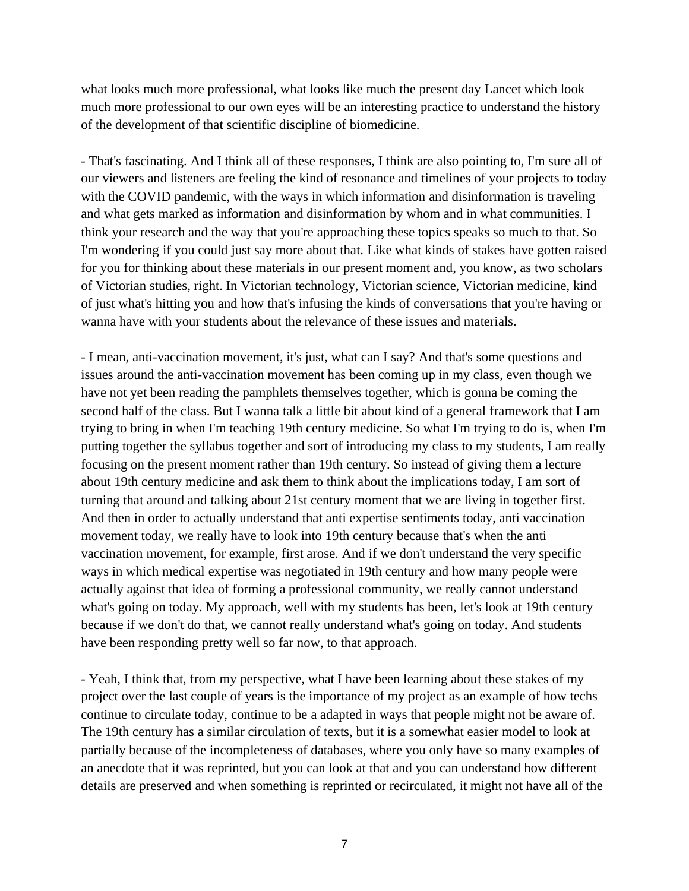what looks much more professional, what looks like much the present day Lancet which look much more professional to our own eyes will be an interesting practice to understand the history of the development of that scientific discipline of biomedicine.

- That's fascinating. And I think all of these responses, I think are also pointing to, I'm sure all of our viewers and listeners are feeling the kind of resonance and timelines of your projects to today with the COVID pandemic, with the ways in which information and disinformation is traveling and what gets marked as information and disinformation by whom and in what communities. I think your research and the way that you're approaching these topics speaks so much to that. So I'm wondering if you could just say more about that. Like what kinds of stakes have gotten raised for you for thinking about these materials in our present moment and, you know, as two scholars of Victorian studies, right. In Victorian technology, Victorian science, Victorian medicine, kind of just what's hitting you and how that's infusing the kinds of conversations that you're having or wanna have with your students about the relevance of these issues and materials.

- I mean, anti-vaccination movement, it's just, what can I say? And that's some questions and issues around the anti-vaccination movement has been coming up in my class, even though we have not yet been reading the pamphlets themselves together, which is gonna be coming the second half of the class. But I wanna talk a little bit about kind of a general framework that I am trying to bring in when I'm teaching 19th century medicine. So what I'm trying to do is, when I'm putting together the syllabus together and sort of introducing my class to my students, I am really focusing on the present moment rather than 19th century. So instead of giving them a lecture about 19th century medicine and ask them to think about the implications today, I am sort of turning that around and talking about 21st century moment that we are living in together first. And then in order to actually understand that anti expertise sentiments today, anti vaccination movement today, we really have to look into 19th century because that's when the anti vaccination movement, for example, first arose. And if we don't understand the very specific ways in which medical expertise was negotiated in 19th century and how many people were actually against that idea of forming a professional community, we really cannot understand what's going on today. My approach, well with my students has been, let's look at 19th century because if we don't do that, we cannot really understand what's going on today. And students have been responding pretty well so far now, to that approach.

- Yeah, I think that, from my perspective, what I have been learning about these stakes of my project over the last couple of years is the importance of my project as an example of how techs continue to circulate today, continue to be a adapted in ways that people might not be aware of. The 19th century has a similar circulation of texts, but it is a somewhat easier model to look at partially because of the incompleteness of databases, where you only have so many examples of an anecdote that it was reprinted, but you can look at that and you can understand how different details are preserved and when something is reprinted or recirculated, it might not have all of the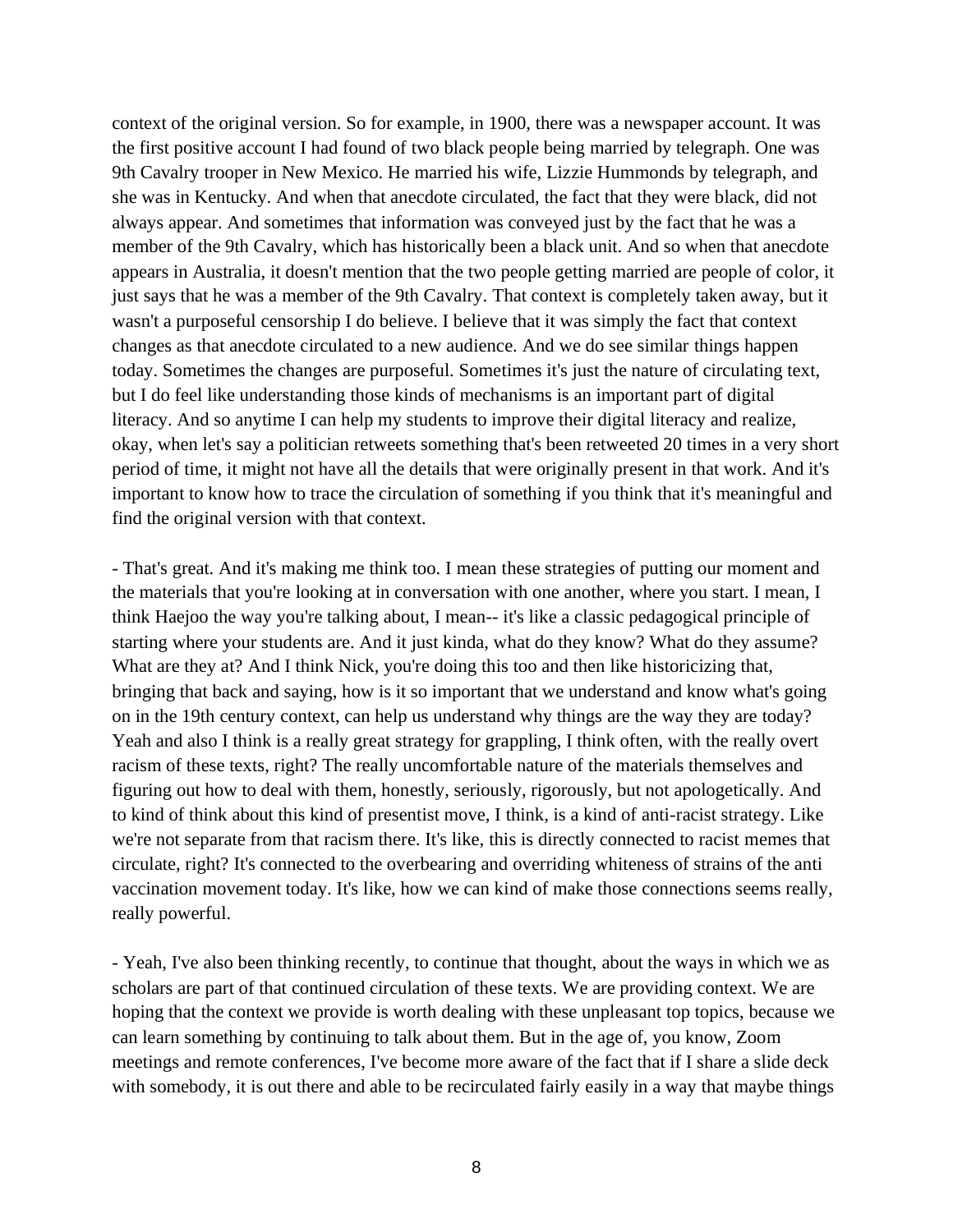context of the original version. So for example, in 1900, there was a newspaper account. It was the first positive account I had found of two black people being married by telegraph. One was 9th Cavalry trooper in New Mexico. He married his wife, Lizzie Hummonds by telegraph, and she was in Kentucky. And when that anecdote circulated, the fact that they were black, did not always appear. And sometimes that information was conveyed just by the fact that he was a member of the 9th Cavalry, which has historically been a black unit. And so when that anecdote appears in Australia, it doesn't mention that the two people getting married are people of color, it just says that he was a member of the 9th Cavalry. That context is completely taken away, but it wasn't a purposeful censorship I do believe. I believe that it was simply the fact that context changes as that anecdote circulated to a new audience. And we do see similar things happen today. Sometimes the changes are purposeful. Sometimes it's just the nature of circulating text, but I do feel like understanding those kinds of mechanisms is an important part of digital literacy. And so anytime I can help my students to improve their digital literacy and realize, okay, when let's say a politician retweets something that's been retweeted 20 times in a very short period of time, it might not have all the details that were originally present in that work. And it's important to know how to trace the circulation of something if you think that it's meaningful and find the original version with that context.

- That's great. And it's making me think too. I mean these strategies of putting our moment and the materials that you're looking at in conversation with one another, where you start. I mean, I think Haejoo the way you're talking about, I mean-- it's like a classic pedagogical principle of starting where your students are. And it just kinda, what do they know? What do they assume? What are they at? And I think Nick, you're doing this too and then like historicizing that, bringing that back and saying, how is it so important that we understand and know what's going on in the 19th century context, can help us understand why things are the way they are today? Yeah and also I think is a really great strategy for grappling, I think often, with the really overt racism of these texts, right? The really uncomfortable nature of the materials themselves and figuring out how to deal with them, honestly, seriously, rigorously, but not apologetically. And to kind of think about this kind of presentist move, I think, is a kind of anti-racist strategy. Like we're not separate from that racism there. It's like, this is directly connected to racist memes that circulate, right? It's connected to the overbearing and overriding whiteness of strains of the anti vaccination movement today. It's like, how we can kind of make those connections seems really, really powerful.

- Yeah, I've also been thinking recently, to continue that thought, about the ways in which we as scholars are part of that continued circulation of these texts. We are providing context. We are hoping that the context we provide is worth dealing with these unpleasant top topics, because we can learn something by continuing to talk about them. But in the age of, you know, Zoom meetings and remote conferences, I've become more aware of the fact that if I share a slide deck with somebody, it is out there and able to be recirculated fairly easily in a way that maybe things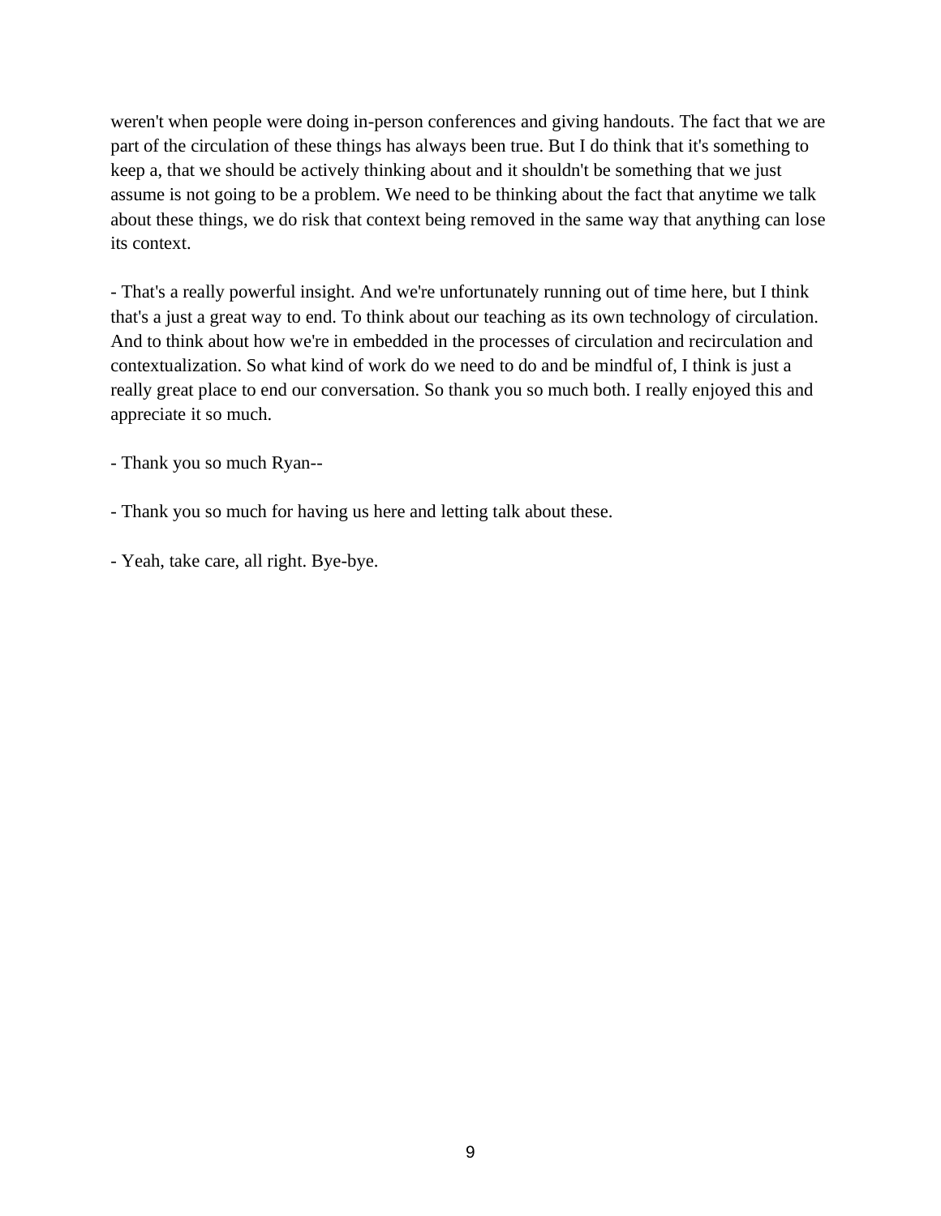weren't when people were doing in-person conferences and giving handouts. The fact that we are part of the circulation of these things has always been true. But I do think that it's something to keep a, that we should be actively thinking about and it shouldn't be something that we just assume is not going to be a problem. We need to be thinking about the fact that anytime we talk about these things, we do risk that context being removed in the same way that anything can lose its context.

- That's a really powerful insight. And we're unfortunately running out of time here, but I think that's a just a great way to end. To think about our teaching as its own technology of circulation. And to think about how we're in embedded in the processes of circulation and recirculation and contextualization. So what kind of work do we need to do and be mindful of, I think is just a really great place to end our conversation. So thank you so much both. I really enjoyed this and appreciate it so much.

- Thank you so much Ryan--

- Thank you so much for having us here and letting talk about these.

- Yeah, take care, all right. Bye-bye.